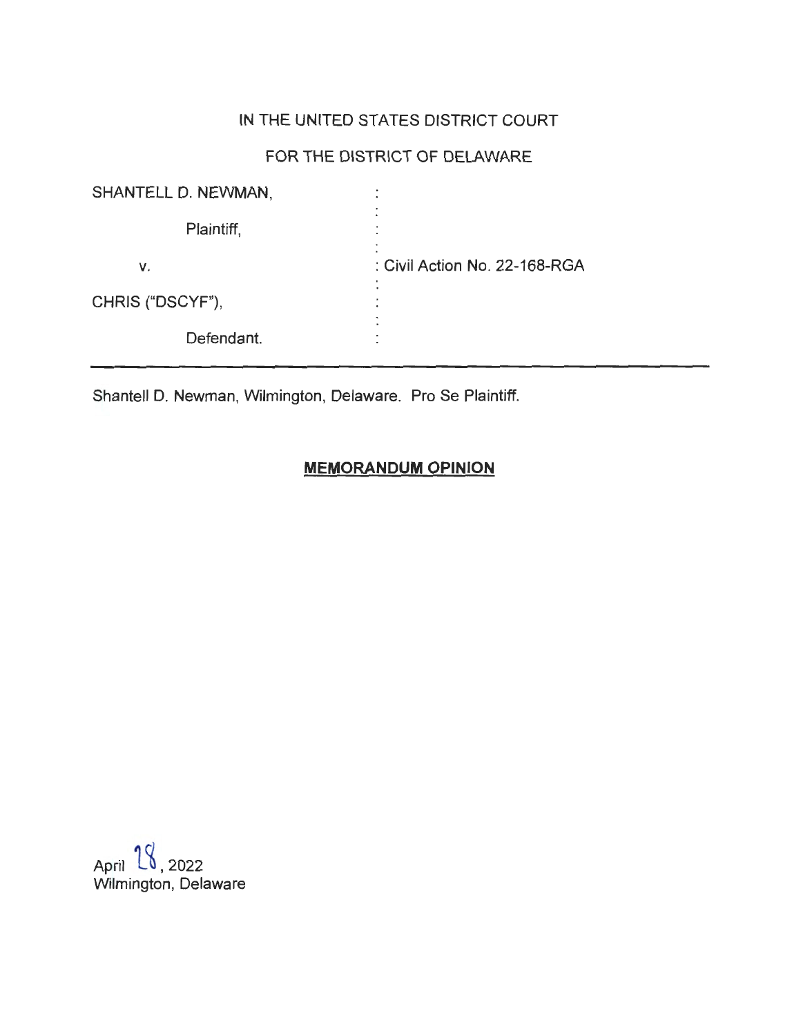IN THE UNITED STATES DISTRICT COURT

FOR THE DISTRICT OF DELAWARE

| | | |
|---|---|---|
| SHANTELL D. NEWMAN, | : | |
| Plaintiff, | : | |
| v. | : | Civil Action No. 22-168-RGA |
| CHRIS ("DSCYF"), | : | |
| Defendant. | : | |

Shantell D. Newman, Wilmington, Delaware. Pro Se Plaintiff.

**MEMORANDUM OPINION**

April 28, 2022
Wilmington, Delaware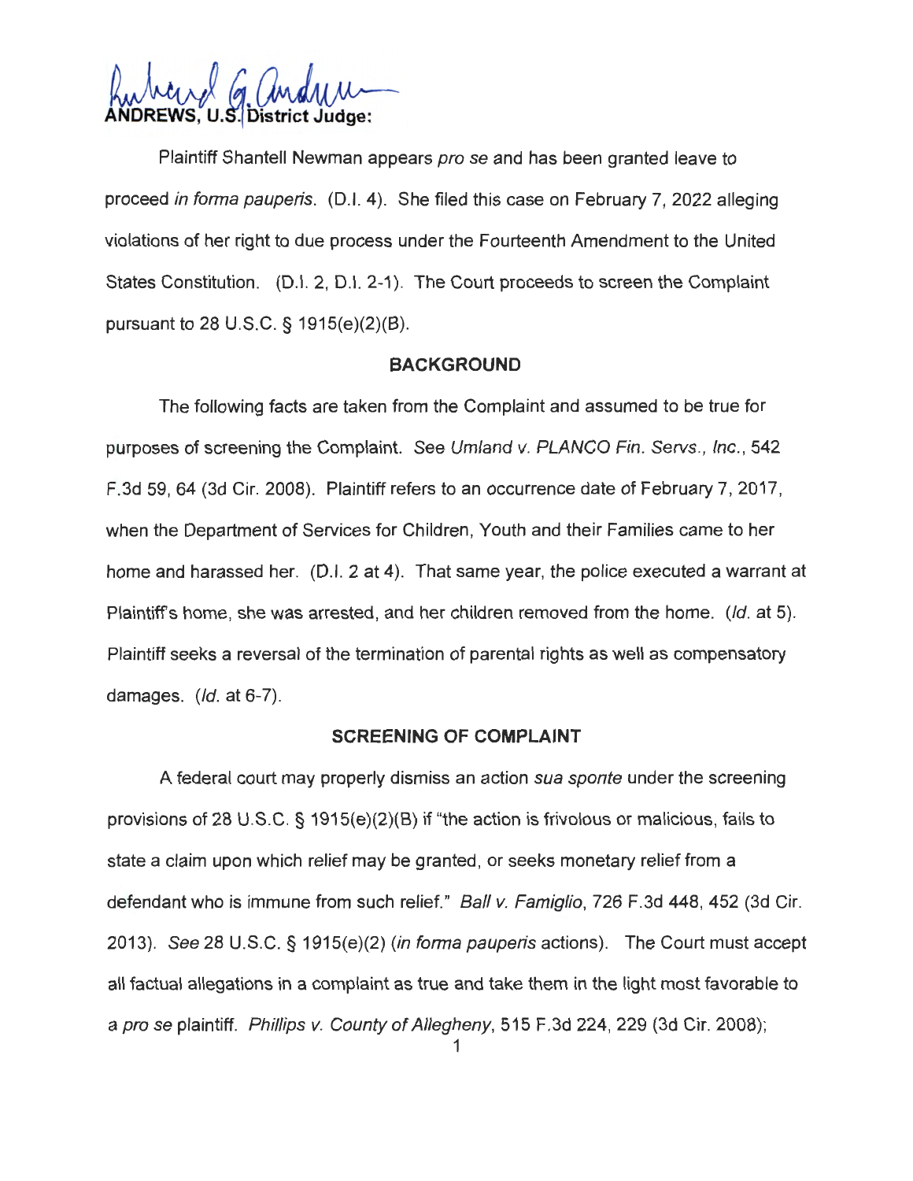**ANDREWS, U.S. District Judge:**

Plaintiff Shantell Newman appears *pro se* and has been granted leave to proceed *in forma pauperis*. (D.I. 4). She filed this case on February 7, 2022 alleging violations of her right to due process under the Fourteenth Amendment to the United States Constitution. (D.I. 2, D.I. 2-1). The Court proceeds to screen the Complaint pursuant to 28 U.S.C. § 1915(e)(2)(B).

## BACKGROUND

The following facts are taken from the Complaint and assumed to be true for purposes of screening the Complaint. *See Umland v. PLANCO Fin. Servs., Inc.*, 542 F.3d 59, 64 (3d Cir. 2008). Plaintiff refers to an occurrence date of February 7, 2017, when the Department of Services for Children, Youth and their Families came to her home and harassed her. (D.I. 2 at 4). That same year, the police executed a warrant at Plaintiff's home, she was arrested, and her children removed from the home. (*Id.* at 5). Plaintiff seeks a reversal of the termination of parental rights as well as compensatory damages. (*Id.* at 6-7).

## SCREENING OF COMPLAINT

A federal court may properly dismiss an action *sua sponte* under the screening provisions of 28 U.S.C. § 1915(e)(2)(B) if "the action is frivolous or malicious, fails to state a claim upon which relief may be granted, or seeks monetary relief from a defendant who is immune from such relief." *Ball v. Famiglio*, 726 F.3d 448, 452 (3d Cir. 2013). *See* 28 U.S.C. § 1915(e)(2) (*in forma pauperis* actions). The Court must accept all factual allegations in a complaint as true and take them in the light most favorable to a *pro se* plaintiff. *Phillips v. County of Allegheny*, 515 F.3d 224, 229 (3d Cir. 2008);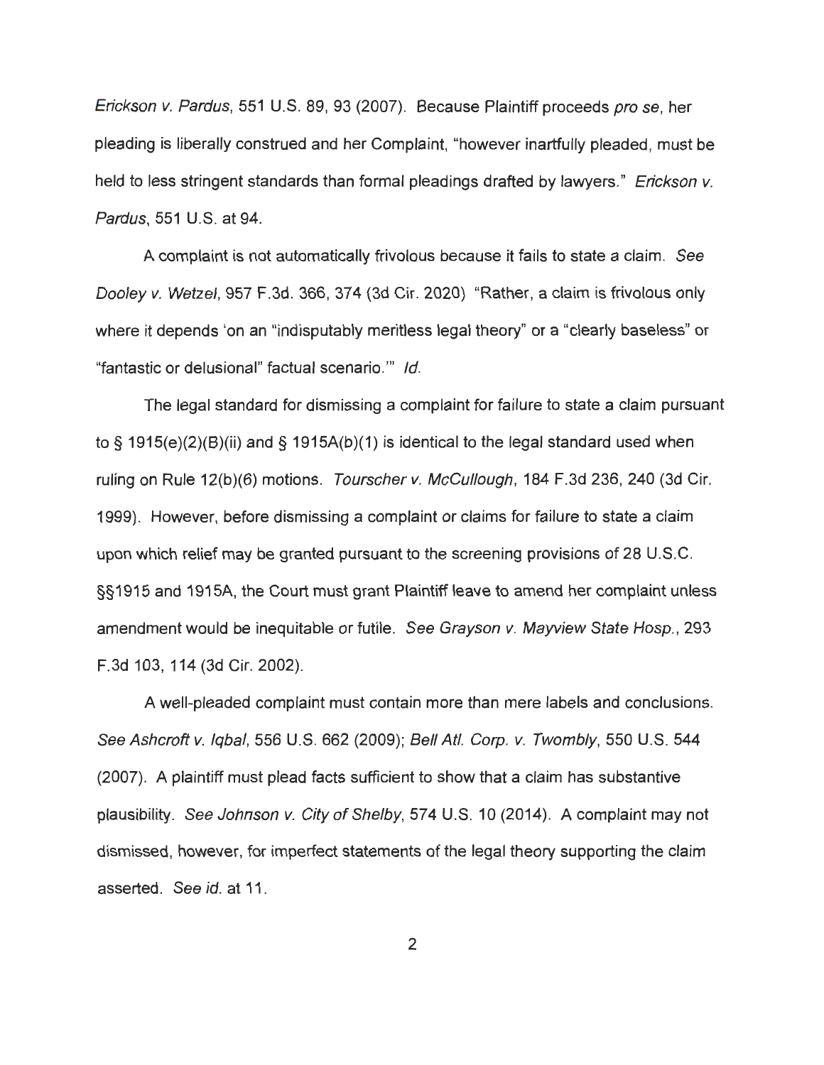*Erickson v. Pardus*, 551 U.S. 89, 93 (2007). Because Plaintiff proceeds *pro se*, her pleading is liberally construed and her Complaint, "however inartfully pleaded, must be held to less stringent standards than formal pleadings drafted by lawyers." *Erickson v. Pardus*, 551 U.S. at 94.

A complaint is not automatically frivolous because it fails to state a claim. *See Dooley v. Wetzel*, 957 F.3d. 366, 374 (3d Cir. 2020) "Rather, a claim is frivolous only where it depends 'on an "indisputably meritless legal theory" or a "clearly baseless" or "fantastic or delusional" factual scenario.'" *Id.*

The legal standard for dismissing a complaint for failure to state a claim pursuant to § 1915(e)(2)(B)(ii) and § 1915A(b)(1) is identical to the legal standard used when ruling on Rule 12(b)(6) motions. *Tourscher v. McCullough*, 184 F.3d 236, 240 (3d Cir. 1999). However, before dismissing a complaint or claims for failure to state a claim upon which relief may be granted pursuant to the screening provisions of 28 U.S.C. §§1915 and 1915A, the Court must grant Plaintiff leave to amend her complaint unless amendment would be inequitable or futile. *See Grayson v. Mayview State Hosp.*, 293 F.3d 103, 114 (3d Cir. 2002).

A well-pleaded complaint must contain more than mere labels and conclusions. *See Ashcroft v. Iqbal*, 556 U.S. 662 (2009); *Bell Atl. Corp. v. Twombly*, 550 U.S. 544 (2007). A plaintiff must plead facts sufficient to show that a claim has substantive plausibility. *See Johnson v. City of Shelby*, 574 U.S. 10 (2014). A complaint may not dismissed, however, for imperfect statements of the legal theory supporting the claim asserted. *See id.* at 11.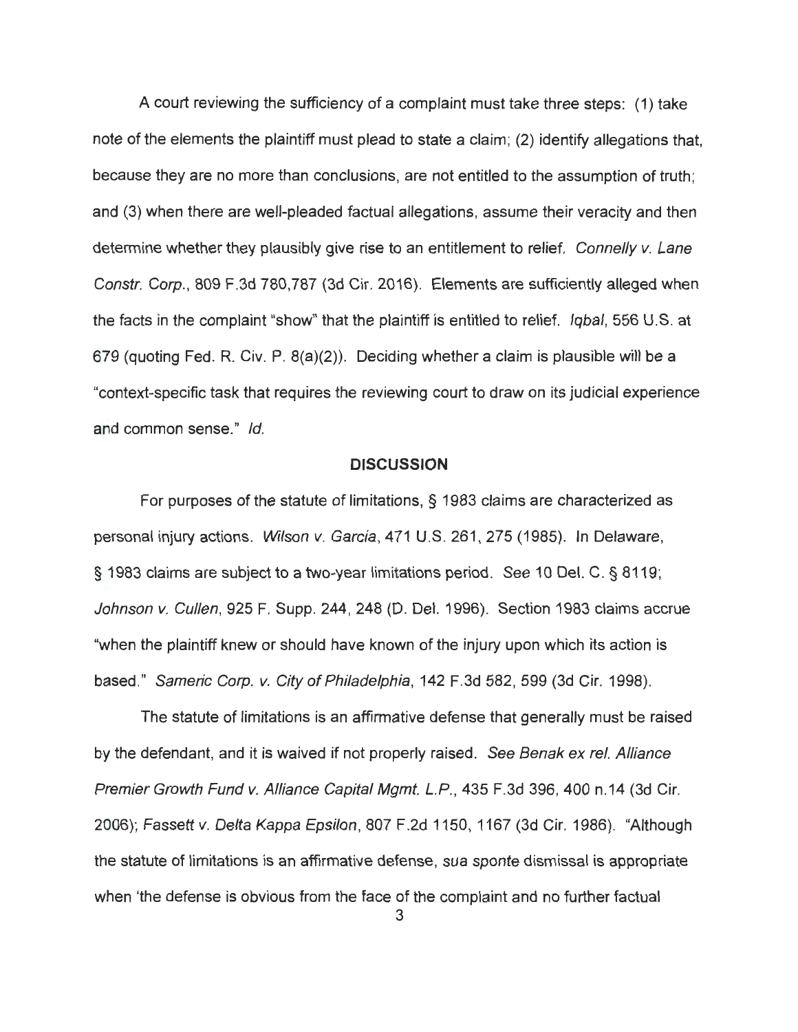A court reviewing the sufficiency of a complaint must take three steps: (1) take note of the elements the plaintiff must plead to state a claim; (2) identify allegations that, because they are no more than conclusions, are not entitled to the assumption of truth; and (3) when there are well-pleaded factual allegations, assume their veracity and then determine whether they plausibly give rise to an entitlement to relief. *Connelly v. Lane Constr. Corp.*, 809 F.3d 780,787 (3d Cir. 2016). Elements are sufficiently alleged when the facts in the complaint "show" that the plaintiff is entitled to relief. *Iqbal*, 556 U.S. at 679 (quoting Fed. R. Civ. P. 8(a)(2)). Deciding whether a claim is plausible will be a "context-specific task that requires the reviewing court to draw on its judicial experience and common sense." *Id.*

## DISCUSSION

For purposes of the statute of limitations, § 1983 claims are characterized as personal injury actions. *Wilson v. Garcia*, 471 U.S. 261, 275 (1985). In Delaware, § 1983 claims are subject to a two-year limitations period. *See* 10 Del. C. § 8119; *Johnson v. Cullen*, 925 F. Supp. 244, 248 (D. Del. 1996). Section 1983 claims accrue "when the plaintiff knew or should have known of the injury upon which its action is based." *Sameric Corp. v. City of Philadelphia*, 142 F.3d 582, 599 (3d Cir. 1998).

The statute of limitations is an affirmative defense that generally must be raised by the defendant, and it is waived if not properly raised. *See Benak ex rel. Alliance Premier Growth Fund v. Alliance Capital Mgmt. L.P.*, 435 F.3d 396, 400 n.14 (3d Cir. 2006); *Fassett v. Delta Kappa Epsilon*, 807 F.2d 1150, 1167 (3d Cir. 1986). "Although the statute of limitations is an affirmative defense, *sua sponte* dismissal is appropriate when 'the defense is obvious from the face of the complaint and no further factual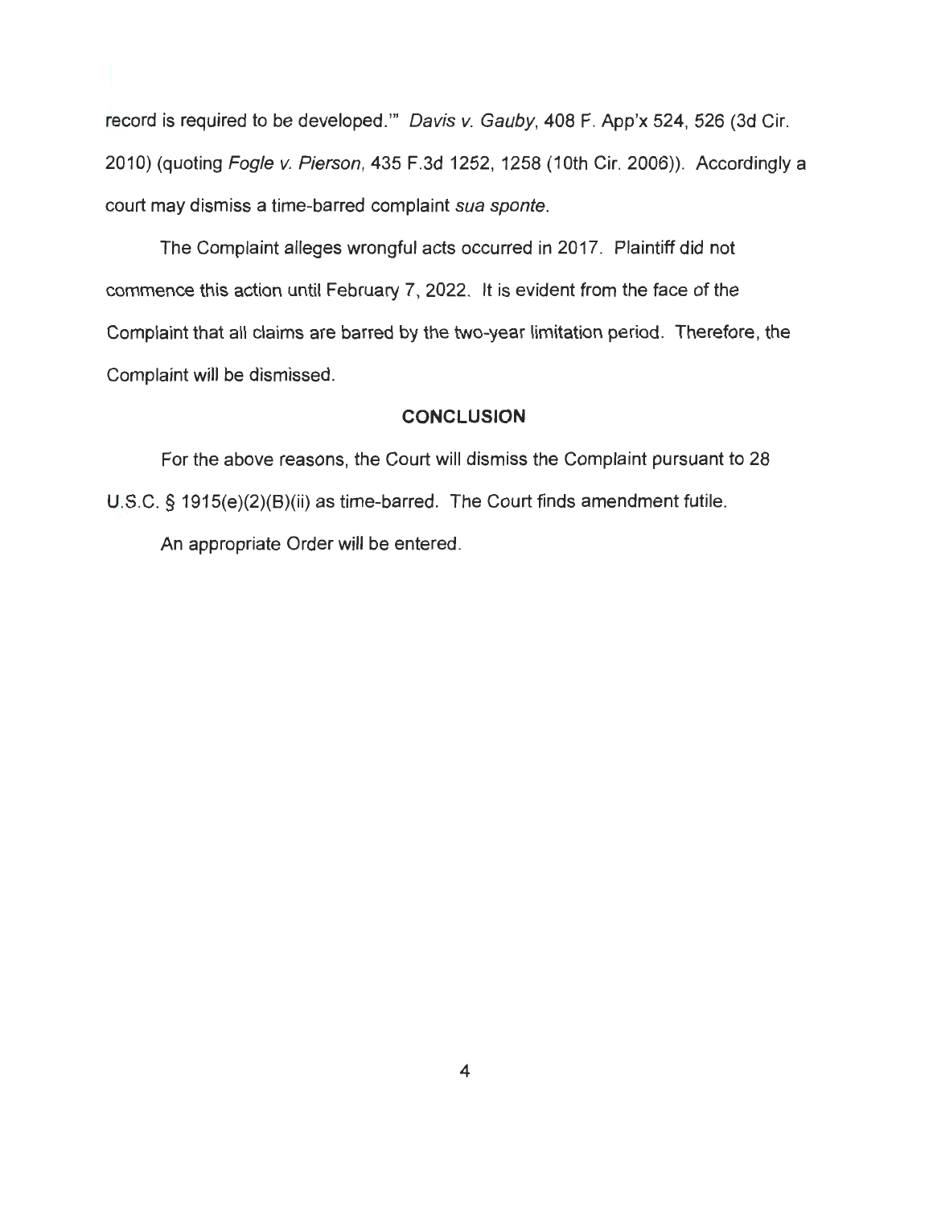record is required to be developed.'" *Davis v. Gauby*, 408 F. App'x 524, 526 (3d Cir. 2010) (quoting *Fogle v. Pierson*, 435 F.3d 1252, 1258 (10th Cir. 2006)). Accordingly a court may dismiss a time-barred complaint *sua sponte*.

The Complaint alleges wrongful acts occurred in 2017. Plaintiff did not commence this action until February 7, 2022. It is evident from the face of the Complaint that all claims are barred by the two-year limitation period. Therefore, the Complaint will be dismissed.

## CONCLUSION

For the above reasons, the Court will dismiss the Complaint pursuant to 28 U.S.C. § 1915(e)(2)(B)(ii) as time-barred. The Court finds amendment futile.

An appropriate Order will be entered.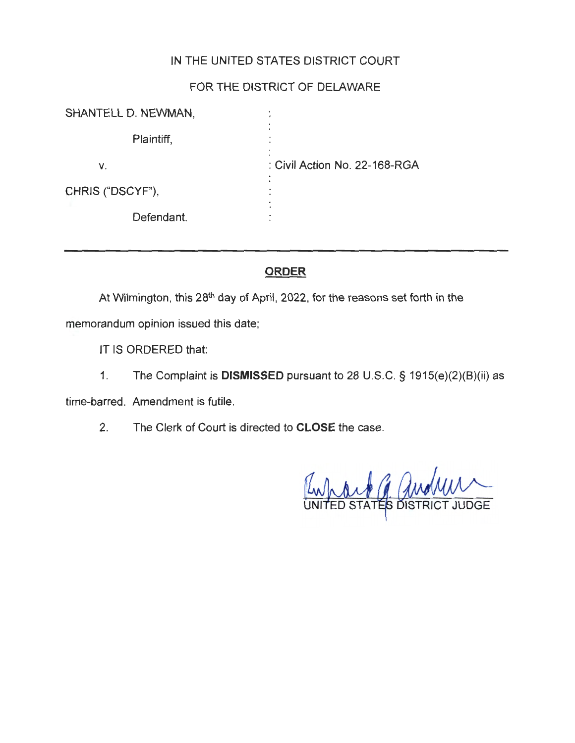IN THE UNITED STATES DISTRICT COURT

FOR THE DISTRICT OF DELAWARE

| | |
|---|---|
| SHANTELL D. NEWMAN, | : |
| Plaintiff, | : |
| v. | : Civil Action No. 22-168-RGA |
| CHRIS ("DSCYF"), | : |
| Defendant. | : |

---

**ORDER**

At Wilmington, this 28th day of April, 2022, for the reasons set forth in the memorandum opinion issued this date;

IT IS ORDERED that:

1. The Complaint is **DISMISSED** pursuant to 28 U.S.C. § 1915(e)(2)(B)(ii) as time-barred. Amendment is futile.

2. The Clerk of Court is directed to **CLOSE** the case.

UNITED STATES DISTRICT JUDGE